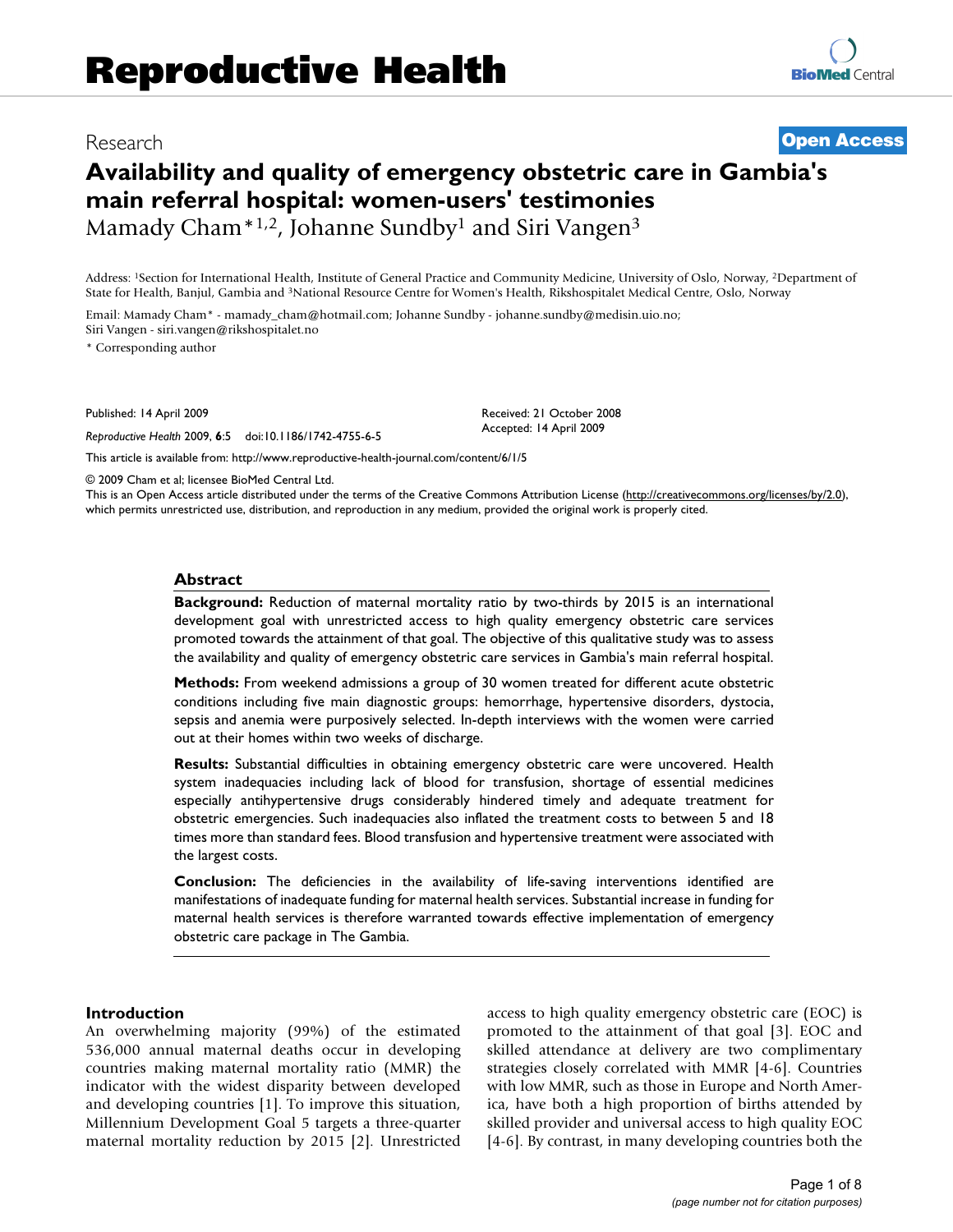# Reproductive Health

Research

**Open Access**

# Availability and quality of emergency obstetric care in Gambia's main referral hospital: women-users' testimonies

Mamady Cham*[1,2], Johanne Sundby[1] and Siri Vangen[3]

Address: [1]Section for International Health, Institute of General Practice and Community Medicine, University of Oslo, Norway, [2]Department of State for Health, Banjul, Gambia and [3]National Resource Centre for Women's Health, Rikshospitalet Medical Centre, Oslo, Norway

Email: Mamady Cham* - mamady_cham@hotmail.com; Johanne Sundby - johanne.sundby@medisin.uio.no; Siri Vangen - siri.vangen@rikshospitalet.no

\* Corresponding author

Published: 14 April 2009

*Reproductive Health* 2009, **6**:5 doi:10.1186/1742-4755-6-5

Received: 21 October 2008
Accepted: 14 April 2009

This article is available from: http://www.reproductive-health-journal.com/content/6/1/5

© 2009 Cham et al; licensee BioMed Central Ltd.
This is an Open Access article distributed under the terms of the Creative Commons Attribution License (http://creativecommons.org/licenses/by/2.0), which permits unrestricted use, distribution, and reproduction in any medium, provided the original work is properly cited.

## Abstract

**Background:** Reduction of maternal mortality ratio by two-thirds by 2015 is an international development goal with unrestricted access to high quality emergency obstetric care services promoted towards the attainment of that goal. The objective of this qualitative study was to assess the availability and quality of emergency obstetric care services in Gambia's main referral hospital.

**Methods:** From weekend admissions a group of 30 women treated for different acute obstetric conditions including five main diagnostic groups: hemorrhage, hypertensive disorders, dystocia, sepsis and anemia were purposively selected. In-depth interviews with the women were carried out at their homes within two weeks of discharge.

**Results:** Substantial difficulties in obtaining emergency obstetric care were uncovered. Health system inadequacies including lack of blood for transfusion, shortage of essential medicines especially antihypertensive drugs considerably hindered timely and adequate treatment for obstetric emergencies. Such inadequacies also inflated the treatment costs to between 5 and 18 times more than standard fees. Blood transfusion and hypertensive treatment were associated with the largest costs.

**Conclusion:** The deficiencies in the availability of life-saving interventions identified are manifestations of inadequate funding for maternal health services. Substantial increase in funding for maternal health services is therefore warranted towards effective implementation of emergency obstetric care package in The Gambia.

## Introduction

An overwhelming majority (99%) of the estimated 536,000 annual maternal deaths occur in developing countries making maternal mortality ratio (MMR) the indicator with the widest disparity between developed and developing countries [1]. To improve this situation, Millennium Development Goal 5 targets a three-quarter maternal mortality reduction by 2015 [2]. Unrestricted access to high quality emergency obstetric care (EOC) is promoted to the attainment of that goal [3]. EOC and skilled attendance at delivery are two complimentary strategies closely correlated with MMR [4-6]. Countries with low MMR, such as those in Europe and North America, have both a high proportion of births attended by skilled provider and universal access to high quality EOC [4-6]. By contrast, in many developing countries both the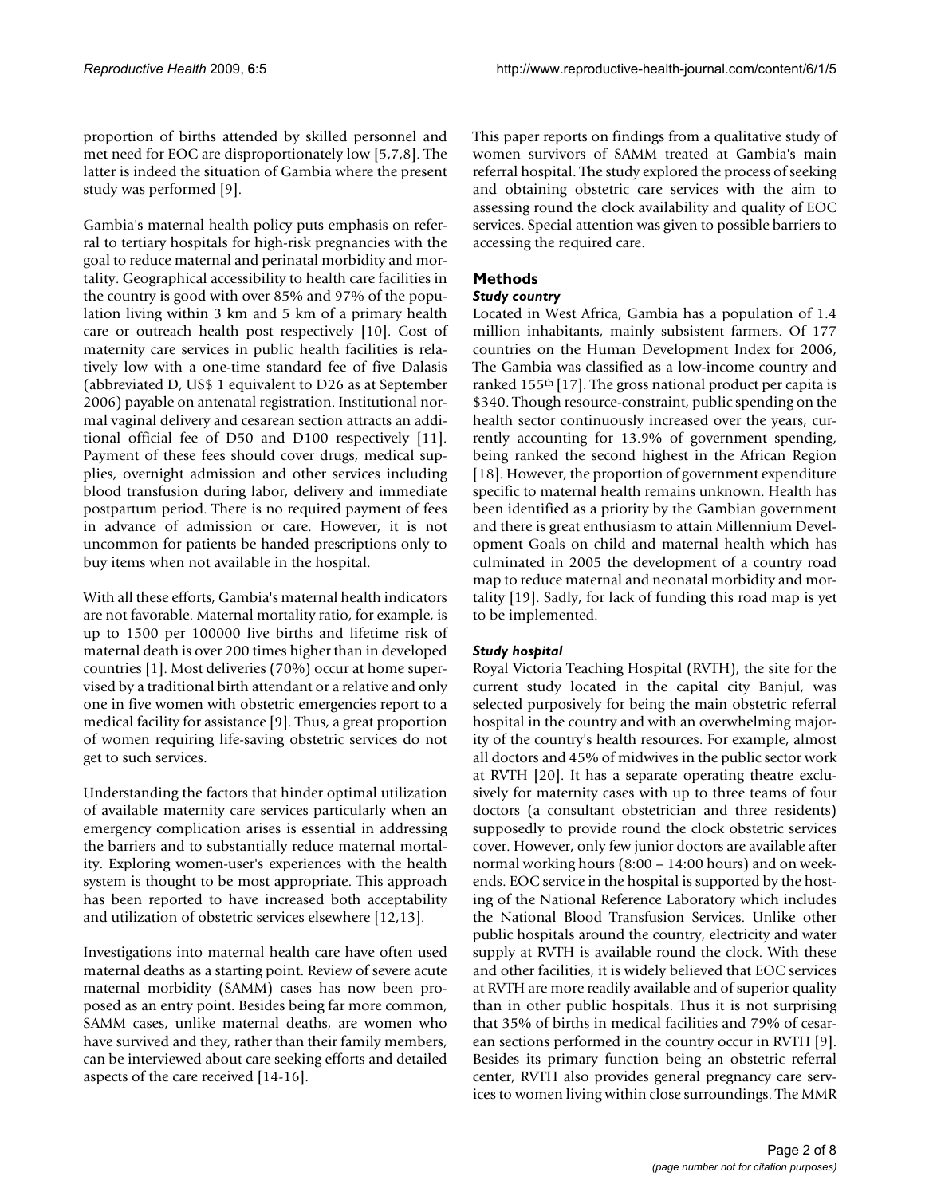proportion of births attended by skilled personnel and met need for EOC are disproportionately low [5,7,8]. The latter is indeed the situation of Gambia where the present study was performed [9].

Gambia's maternal health policy puts emphasis on referral to tertiary hospitals for high-risk pregnancies with the goal to reduce maternal and perinatal morbidity and mortality. Geographical accessibility to health care facilities in the country is good with over 85% and 97% of the population living within 3 km and 5 km of a primary health care or outreach health post respectively [10]. Cost of maternity care services in public health facilities is relatively low with a one-time standard fee of five Dalasis (abbreviated D, US$ 1 equivalent to D26 as at September 2006) payable on antenatal registration. Institutional normal vaginal delivery and cesarean section attracts an additional official fee of D50 and D100 respectively [11]. Payment of these fees should cover drugs, medical supplies, overnight admission and other services including blood transfusion during labor, delivery and immediate postpartum period. There is no required payment of fees in advance of admission or care. However, it is not uncommon for patients be handed prescriptions only to buy items when not available in the hospital.

With all these efforts, Gambia's maternal health indicators are not favorable. Maternal mortality ratio, for example, is up to 1500 per 100000 live births and lifetime risk of maternal death is over 200 times higher than in developed countries [1]. Most deliveries (70%) occur at home supervised by a traditional birth attendant or a relative and only one in five women with obstetric emergencies report to a medical facility for assistance [9]. Thus, a great proportion of women requiring life-saving obstetric services do not get to such services.

Understanding the factors that hinder optimal utilization of available maternity care services particularly when an emergency complication arises is essential in addressing the barriers and to substantially reduce maternal mortality. Exploring women-user's experiences with the health system is thought to be most appropriate. This approach has been reported to have increased both acceptability and utilization of obstetric services elsewhere [12,13].

Investigations into maternal health care have often used maternal deaths as a starting point. Review of severe acute maternal morbidity (SAMM) cases has now been proposed as an entry point. Besides being far more common, SAMM cases, unlike maternal deaths, are women who have survived and they, rather than their family members, can be interviewed about care seeking efforts and detailed aspects of the care received [14-16].

This paper reports on findings from a qualitative study of women survivors of SAMM treated at Gambia's main referral hospital. The study explored the process of seeking and obtaining obstetric care services with the aim to assessing round the clock availability and quality of EOC services. Special attention was given to possible barriers to accessing the required care.

## Methods

### *Study country*

Located in West Africa, Gambia has a population of 1.4 million inhabitants, mainly subsistent farmers. Of 177 countries on the Human Development Index for 2006, The Gambia was classified as a low-income country and ranked 155th [17]. The gross national product per capita is $340. Though resource-constraint, public spending on the health sector continuously increased over the years, currently accounting for 13.9% of government spending, being ranked the second highest in the African Region [18]. However, the proportion of government expenditure specific to maternal health remains unknown. Health has been identified as a priority by the Gambian government and there is great enthusiasm to attain Millennium Development Goals on child and maternal health which has culminated in 2005 the development of a country road map to reduce maternal and neonatal morbidity and mortality [19]. Sadly, for lack of funding this road map is yet to be implemented.

### *Study hospital*

Royal Victoria Teaching Hospital (RVTH), the site for the current study located in the capital city Banjul, was selected purposively for being the main obstetric referral hospital in the country and with an overwhelming majority of the country's health resources. For example, almost all doctors and 45% of midwives in the public sector work at RVTH [20]. It has a separate operating theatre exclusively for maternity cases with up to three teams of four doctors (a consultant obstetrician and three residents) supposedly to provide round the clock obstetric services cover. However, only few junior doctors are available after normal working hours (8:00 – 14:00 hours) and on weekends. EOC service in the hospital is supported by the hosting of the National Reference Laboratory which includes the National Blood Transfusion Services. Unlike other public hospitals around the country, electricity and water supply at RVTH is available round the clock. With these and other facilities, it is widely believed that EOC services at RVTH are more readily available and of superior quality than in other public hospitals. Thus it is not surprising that 35% of births in medical facilities and 79% of cesarean sections performed in the country occur in RVTH [9]. Besides its primary function being an obstetric referral center, RVTH also provides general pregnancy care services to women living within close surroundings. The MMR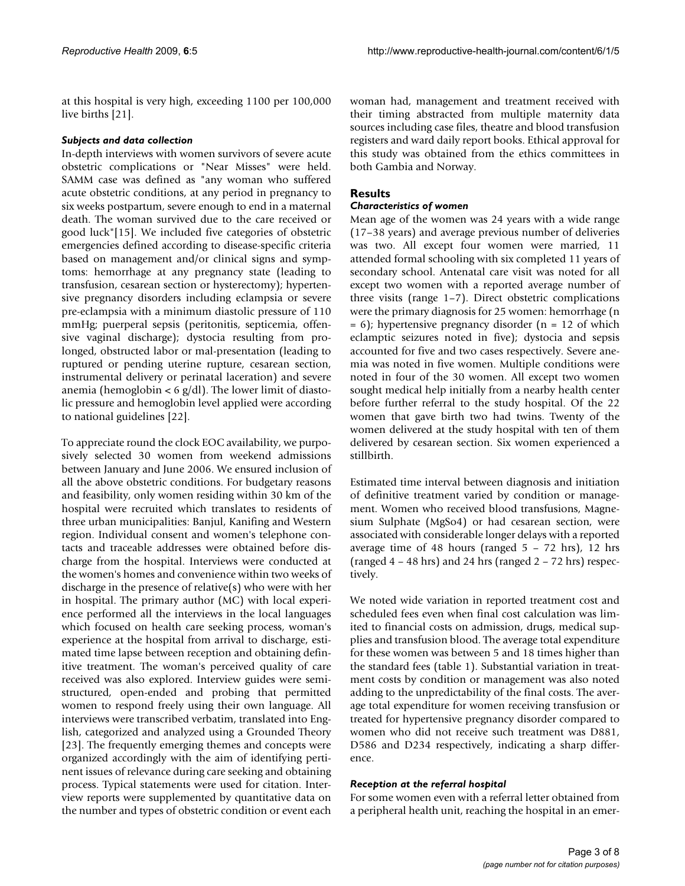at this hospital is very high, exceeding 1100 per 100,000 live births [21].

### *Subjects and data collection*

In-depth interviews with women survivors of severe acute obstetric complications or "Near Misses" were held. SAMM case was defined as "any woman who suffered acute obstetric conditions, at any period in pregnancy to six weeks postpartum, severe enough to end in a maternal death. The woman survived due to the care received or good luck"[15]. We included five categories of obstetric emergencies defined according to disease-specific criteria based on management and/or clinical signs and symptoms: hemorrhage at any pregnancy state (leading to transfusion, cesarean section or hysterectomy); hypertensive pregnancy disorders including eclampsia or severe pre-eclampsia with a minimum diastolic pressure of 110 mmHg; puerperal sepsis (peritonitis, septicemia, offensive vaginal discharge); dystocia resulting from prolonged, obstructed labor or mal-presentation (leading to ruptured or pending uterine rupture, cesarean section, instrumental delivery or perinatal laceration) and severe anemia (hemoglobin < 6 g/dl). The lower limit of diastolic pressure and hemoglobin level applied were according to national guidelines [22].

To appreciate round the clock EOC availability, we purposively selected 30 women from weekend admissions between January and June 2006. We ensured inclusion of all the above obstetric conditions. For budgetary reasons and feasibility, only women residing within 30 km of the hospital were recruited which translates to residents of three urban municipalities: Banjul, Kanifing and Western region. Individual consent and women's telephone contacts and traceable addresses were obtained before discharge from the hospital. Interviews were conducted at the women's homes and convenience within two weeks of discharge in the presence of relative(s) who were with her in hospital. The primary author (MC) with local experience performed all the interviews in the local languages which focused on health care seeking process, woman's experience at the hospital from arrival to discharge, estimated time lapse between reception and obtaining definitive treatment. The woman's perceived quality of care received was also explored. Interview guides were semi-structured, open-ended and probing that permitted women to respond freely using their own language. All interviews were transcribed verbatim, translated into English, categorized and analyzed using a Grounded Theory [23]. The frequently emerging themes and concepts were organized accordingly with the aim of identifying pertinent issues of relevance during care seeking and obtaining process. Typical statements were used for citation. Interview reports were supplemented by quantitative data on the number and types of obstetric condition or event each woman had, management and treatment received with their timing abstracted from multiple maternity data sources including case files, theatre and blood transfusion registers and ward daily report books. Ethical approval for this study was obtained from the ethics committees in both Gambia and Norway.

## Results

### *Characteristics of women*

Mean age of the women was 24 years with a wide range (17–38 years) and average previous number of deliveries was two. All except four women were married, 11 attended formal schooling with six completed 11 years of secondary school. Antenatal care visit was noted for all except two women with a reported average number of three visits (range 1–7). Direct obstetric complications were the primary diagnosis for 25 women: hemorrhage (n = 6); hypertensive pregnancy disorder (n = 12 of which eclamptic seizures noted in five); dystocia and sepsis accounted for five and two cases respectively. Severe anemia was noted in five women. Multiple conditions were noted in four of the 30 women. All except two women sought medical help initially from a nearby health center before further referral to the study hospital. Of the 22 women that gave birth two had twins. Twenty of the women delivered at the study hospital with ten of them delivered by cesarean section. Six women experienced a stillbirth.

Estimated time interval between diagnosis and initiation of definitive treatment varied by condition or management. Women who received blood transfusions, Magnesium Sulphate (MgSo4) or had cesarean section, were associated with considerable longer delays with a reported average time of 48 hours (ranged 5 – 72 hrs), 12 hrs (ranged 4 – 48 hrs) and 24 hrs (ranged 2 – 72 hrs) respectively.

We noted wide variation in reported treatment cost and scheduled fees even when final cost calculation was limited to financial costs on admission, drugs, medical supplies and transfusion blood. The average total expenditure for these women was between 5 and 18 times higher than the standard fees (table 1). Substantial variation in treatment costs by condition or management was also noted adding to the unpredictability of the final costs. The average total expenditure for women receiving transfusion or treated for hypertensive pregnancy disorder compared to women who did not receive such treatment was D881, D586 and D234 respectively, indicating a sharp difference.

### *Reception at the referral hospital*

For some women even with a referral letter obtained from a peripheral health unit, reaching the hospital in an emer-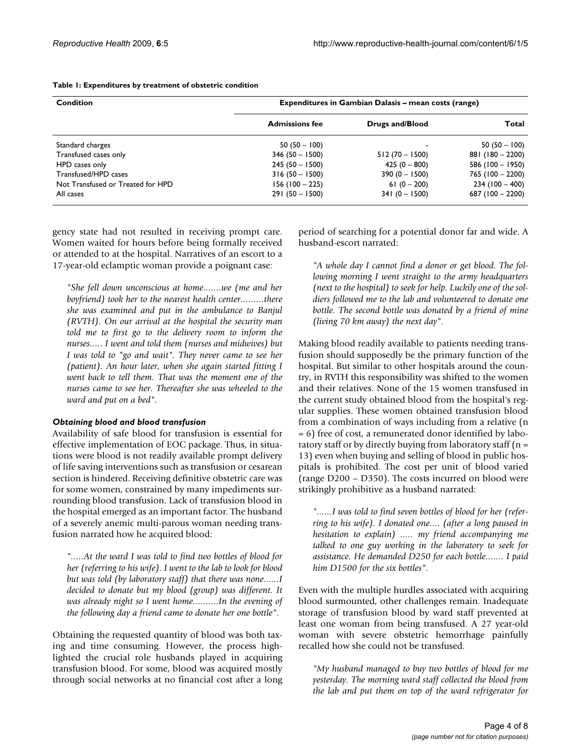**Table 1: Expenditures by treatment of obstetric condition**

| Condition | Expenditures in Gambian Dalasis – mean costs (range) | | |
|---|---|---|---|
| | Admissions fee | Drugs and/Blood | Total |
| Standard charges | 50 (50 – 100) | - | 50 (50 – 100) |
| Transfused cases only | 346 (50 – 1500) | 512 (70 – 1500) | 881 (180 – 2200) |
| HPD cases only | 245 (50 – 1500) | 425 (0 – 800) | 586 (100 – 1950) |
| Transfused/HPD cases | 316 (50 – 1500) | 390 (0 – 1500) | 765 (100 – 2200) |
| Not Transfused or Treated for HPD | 156 (100 – 225) | 61 (0 – 200) | 234 (100 – 400) |
| All cases | 291 (50 – 1500) | 341 (0 – 1500) | 687 (100 – 2200) |

gency state had not resulted in receiving prompt care. Women waited for hours before being formally received or attended to at the hospital. Narratives of an escort to a 17-year-old eclamptic woman provide a poignant case:

> *"She fell down unconscious at home.......we (me and her boyfriend) took her to the nearest health center.........there she was examined and put in the ambulance to Banjul (RVTH). On our arrival at the hospital the security man told me to first go to the delivery room to inform the nurses..... I went and told them (nurses and midwives) but I was told to "go and wait". They never came to see her (patient). An hour later, when she again started fitting I went back to tell them. That was the moment one of the nurses came to see her. Thereafter she was wheeled to the ward and put on a bed".*

### *Obtaining blood and blood transfusion*

Availability of safe blood for transfusion is essential for effective implementation of EOC package. Thus, in situations were blood is not readily available prompt delivery of life saving interventions such as transfusion or cesarean section is hindered. Receiving definitive obstetric care was for some women, constrained by many impediments surrounding blood transfusion. Lack of transfusion blood in the hospital emerged as an important factor. The husband of a severely anemic multi-parous woman needing transfusion narrated how he acquired blood:

> *".....At the ward I was told to find two bottles of blood for her (referring to his wife). I went to the lab to look for blood but was told (by laboratory staff) that there was none......I decided to donate but my blood (group) was different. It was already night so I went home..........In the evening of the following day a friend came to donate her one bottle".*

Obtaining the requested quantity of blood was both taxing and time consuming. However, the process highlighted the crucial role husbands played in acquiring transfusion blood. For some, blood was acquired mostly through social networks at no financial cost after a long period of searching for a potential donor far and wide. A husband-escort narrated:

> *"A whole day I cannot find a donor or get blood. The following morning I went straight to the army headquarters (next to the hospital) to seek for help. Luckily one of the soldiers followed me to the lab and volunteered to donate one bottle. The second bottle was donated by a friend of mine (living 70 km away) the next day".*

Making blood readily available to patients needing transfusion should supposedly be the primary function of the hospital. But similar to other hospitals around the country, in RVTH this responsibility was shifted to the women and their relatives. None of the 15 women transfused in the current study obtained blood from the hospital's regular supplies. These women obtained transfusion blood from a combination of ways including from a relative (n = 6) free of cost, a remunerated donor identified by laboratory staff or by directly buying from laboratory staff (n = 13) even when buying and selling of blood in public hospitals is prohibited. The cost per unit of blood varied (range D200 – D350). The costs incurred on blood were strikingly prohibitive as a husband narrated:

> *"......I was told to find seven bottles of blood for her (referring to his wife). I donated one.... (after a long paused in hesitation to explain) ..... my friend accompanying me talked to one guy working in the laboratory to seek for assistance. He demanded D250 for each bottle....... I paid him D1500 for the six bottles".*

Even with the multiple hurdles associated with acquiring blood surmounted, other challenges remain. Inadequate storage of transfusion blood by ward staff prevented at least one woman from being transfused. A 27 year-old woman with severe obstetric hemorrhage painfully recalled how she could not be transfused.

> *"My husband managed to buy two bottles of blood for me yesterday. The morning ward staff collected the blood from the lab and put them on top of the ward refrigerator for*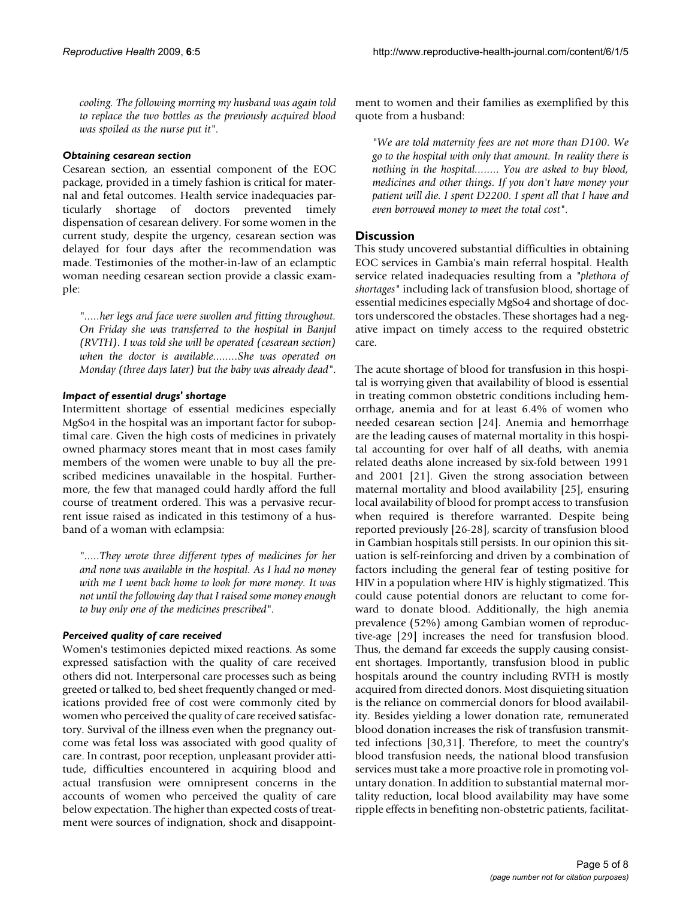*cooling. The following morning my husband was again told to replace the two bottles as the previously acquired blood was spoiled as the nurse put it"*.

#### *Obtaining cesarean section*

Cesarean section, an essential component of the EOC package, provided in a timely fashion is critical for maternal and fetal outcomes. Health service inadequacies particularly shortage of doctors prevented timely dispensation of cesarean delivery. For some women in the current study, despite the urgency, cesarean section was delayed for four days after the recommendation was made. Testimonies of the mother-in-law of an eclamptic woman needing cesarean section provide a classic example:

> *".....her legs and face were swollen and fitting throughout. On Friday she was transferred to the hospital in Banjul (RVTH). I was told she will be operated (cesarean section) when the doctor is available........She was operated on Monday (three days later) but the baby was already dead"*.

#### *Impact of essential drugs' shortage*

Intermittent shortage of essential medicines especially MgSo4 in the hospital was an important factor for suboptimal care. Given the high costs of medicines in privately owned pharmacy stores meant that in most cases family members of the women were unable to buy all the prescribed medicines unavailable in the hospital. Furthermore, the few that managed could hardly afford the full course of treatment ordered. This was a pervasive recurrent issue raised as indicated in this testimony of a husband of a woman with eclampsia:

> *".....They wrote three different types of medicines for her and none was available in the hospital. As I had no money with me I went back home to look for more money. It was not until the following day that I raised some money enough to buy only one of the medicines prescribed"*.

#### *Perceived quality of care received*

Women's testimonies depicted mixed reactions. As some expressed satisfaction with the quality of care received others did not. Interpersonal care processes such as being greeted or talked to, bed sheet frequently changed or medications provided free of cost were commonly cited by women who perceived the quality of care received satisfactory. Survival of the illness even when the pregnancy outcome was fetal loss was associated with good quality of care. In contrast, poor reception, unpleasant provider attitude, difficulties encountered in acquiring blood and actual transfusion were omnipresent concerns in the accounts of women who perceived the quality of care below expectation. The higher than expected costs of treatment were sources of indignation, shock and disappointment to women and their families as exemplified by this quote from a husband:

> *"We are told maternity fees are not more than D100. We go to the hospital with only that amount. In reality there is nothing in the hospital........ You are asked to buy blood, medicines and other things. If you don't have money your patient will die. I spent D2200. I spent all that I have and even borrowed money to meet the total cost"*.

## Discussion

This study uncovered substantial difficulties in obtaining EOC services in Gambia's main referral hospital. Health service related inadequacies resulting from a *"plethora of shortages"* including lack of transfusion blood, shortage of essential medicines especially MgSo4 and shortage of doctors underscored the obstacles. These shortages had a negative impact on timely access to the required obstetric care.

The acute shortage of blood for transfusion in this hospital is worrying given that availability of blood is essential in treating common obstetric conditions including hemorrhage, anemia and for at least 6.4% of women who needed cesarean section [24]. Anemia and hemorrhage are the leading causes of maternal mortality in this hospital accounting for over half of all deaths, with anemia related deaths alone increased by six-fold between 1991 and 2001 [21]. Given the strong association between maternal mortality and blood availability [25], ensuring local availability of blood for prompt access to transfusion when required is therefore warranted. Despite being reported previously [26-28], scarcity of transfusion blood in Gambian hospitals still persists. In our opinion this situation is self-reinforcing and driven by a combination of factors including the general fear of testing positive for HIV in a population where HIV is highly stigmatized. This could cause potential donors are reluctant to come forward to donate blood. Additionally, the high anemia prevalence (52%) among Gambian women of reproductive-age [29] increases the need for transfusion blood. Thus, the demand far exceeds the supply causing consistent shortages. Importantly, transfusion blood in public hospitals around the country including RVTH is mostly acquired from directed donors. Most disquieting situation is the reliance on commercial donors for blood availability. Besides yielding a lower donation rate, remunerated blood donation increases the risk of transfusion transmitted infections [30,31]. Therefore, to meet the country's blood transfusion needs, the national blood transfusion services must take a more proactive role in promoting voluntary donation. In addition to substantial maternal mortality reduction, local blood availability may have some ripple effects in benefiting non-obstetric patients, facilitat-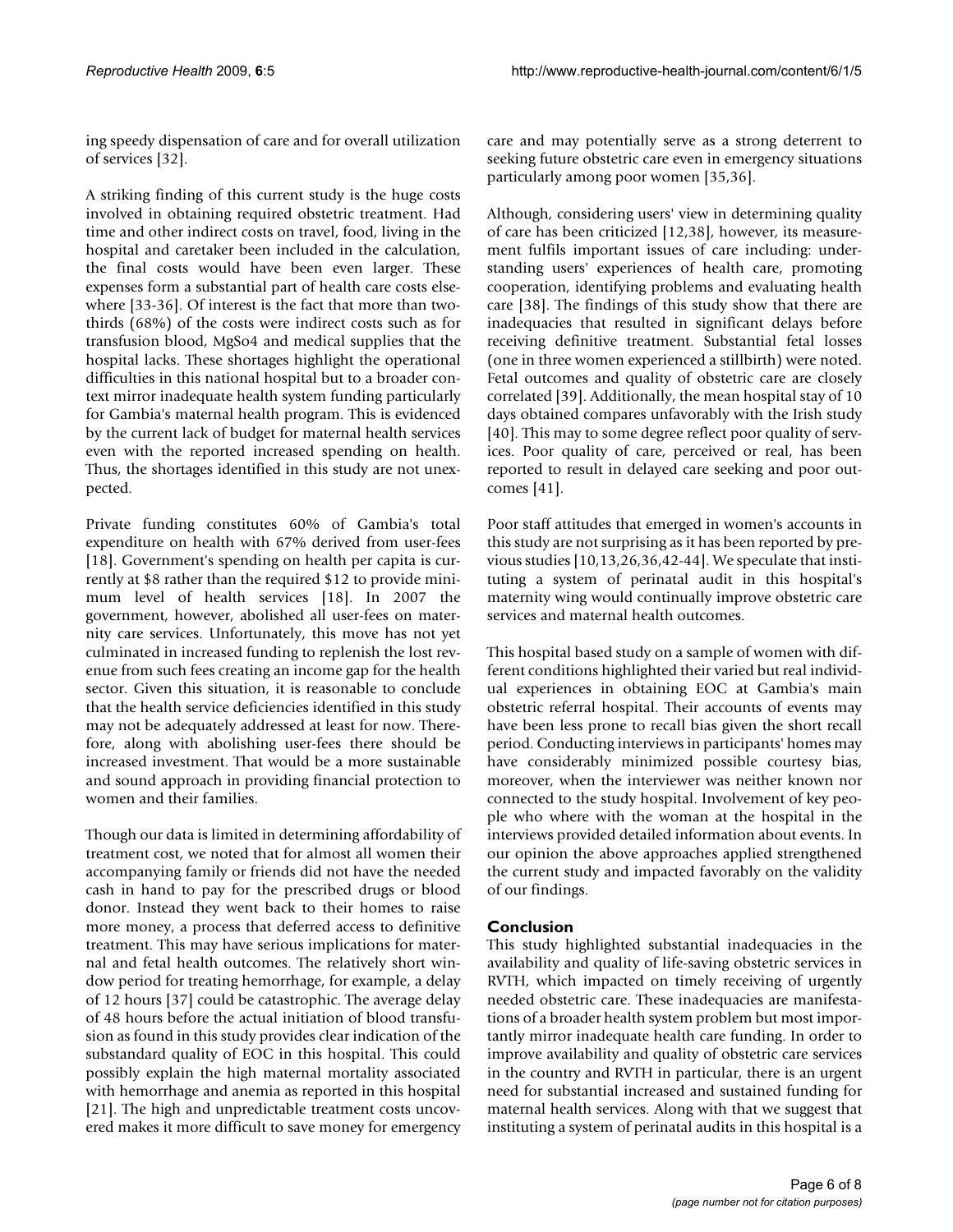ing speedy dispensation of care and for overall utilization of services [32].

A striking finding of this current study is the huge costs involved in obtaining required obstetric treatment. Had time and other indirect costs on travel, food, living in the hospital and caretaker been included in the calculation, the final costs would have been even larger. These expenses form a substantial part of health care costs elsewhere [33-36]. Of interest is the fact that more than two-thirds (68%) of the costs were indirect costs such as for transfusion blood, MgSo4 and medical supplies that the hospital lacks. These shortages highlight the operational difficulties in this national hospital but to a broader context mirror inadequate health system funding particularly for Gambia's maternal health program. This is evidenced by the current lack of budget for maternal health services even with the reported increased spending on health. Thus, the shortages identified in this study are not unexpected.

Private funding constitutes 60% of Gambia's total expenditure on health with 67% derived from user-fees [18]. Government's spending on health per capita is currently at $8 rather than the required $12 to provide minimum level of health services [18]. In 2007 the government, however, abolished all user-fees on maternity care services. Unfortunately, this move has not yet culminated in increased funding to replenish the lost revenue from such fees creating an income gap for the health sector. Given this situation, it is reasonable to conclude that the health service deficiencies identified in this study may not be adequately addressed at least for now. Therefore, along with abolishing user-fees there should be increased investment. That would be a more sustainable and sound approach in providing financial protection to women and their families.

Though our data is limited in determining affordability of treatment cost, we noted that for almost all women their accompanying family or friends did not have the needed cash in hand to pay for the prescribed drugs or blood donor. Instead they went back to their homes to raise more money, a process that deferred access to definitive treatment. This may have serious implications for maternal and fetal health outcomes. The relatively short window period for treating hemorrhage, for example, a delay of 12 hours [37] could be catastrophic. The average delay of 48 hours before the actual initiation of blood transfusion as found in this study provides clear indication of the substandard quality of EOC in this hospital. This could possibly explain the high maternal mortality associated with hemorrhage and anemia as reported in this hospital [21]. The high and unpredictable treatment costs uncovered makes it more difficult to save money for emergency care and may potentially serve as a strong deterrent to seeking future obstetric care even in emergency situations particularly among poor women [35,36].

Although, considering users' view in determining quality of care has been criticized [12,38], however, its measurement fulfils important issues of care including: understanding users' experiences of health care, promoting cooperation, identifying problems and evaluating health care [38]. The findings of this study show that there are inadequacies that resulted in significant delays before receiving definitive treatment. Substantial fetal losses (one in three women experienced a stillbirth) were noted. Fetal outcomes and quality of obstetric care are closely correlated [39]. Additionally, the mean hospital stay of 10 days obtained compares unfavorably with the Irish study [40]. This may to some degree reflect poor quality of services. Poor quality of care, perceived or real, has been reported to result in delayed care seeking and poor outcomes [41].

Poor staff attitudes that emerged in women's accounts in this study are not surprising as it has been reported by previous studies [10,13,26,36,42-44]. We speculate that instituting a system of perinatal audit in this hospital's maternity wing would continually improve obstetric care services and maternal health outcomes.

This hospital based study on a sample of women with different conditions highlighted their varied but real individual experiences in obtaining EOC at Gambia's main obstetric referral hospital. Their accounts of events may have been less prone to recall bias given the short recall period. Conducting interviews in participants' homes may have considerably minimized possible courtesy bias, moreover, when the interviewer was neither known nor connected to the study hospital. Involvement of key people who where with the woman at the hospital in the interviews provided detailed information about events. In our opinion the above approaches applied strengthened the current study and impacted favorably on the validity of our findings.

## Conclusion

This study highlighted substantial inadequacies in the availability and quality of life-saving obstetric services in RVTH, which impacted on timely receiving of urgently needed obstetric care. These inadequacies are manifestations of a broader health system problem but most importantly mirror inadequate health care funding. In order to improve availability and quality of obstetric care services in the country and RVTH in particular, there is an urgent need for substantial increased and sustained funding for maternal health services. Along with that we suggest that instituting a system of perinatal audits in this hospital is a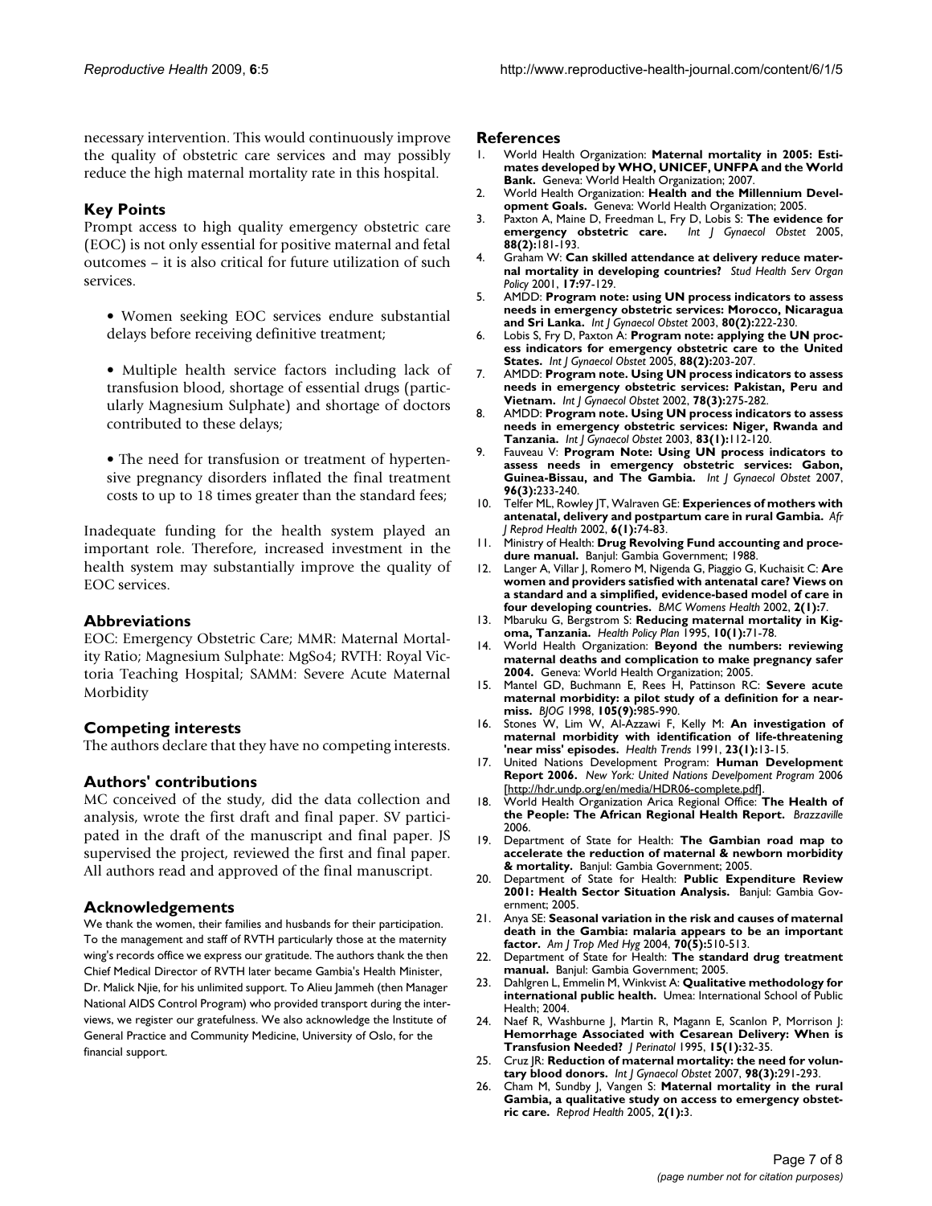necessary intervention. This would continuously improve the quality of obstetric care services and may possibly reduce the high maternal mortality rate in this hospital.

## Key Points

Prompt access to high quality emergency obstetric care (EOC) is not only essential for positive maternal and fetal outcomes – it is also critical for future utilization of such services.

- Women seeking EOC services endure substantial delays before receiving definitive treatment;
- Multiple health service factors including lack of transfusion blood, shortage of essential drugs (particularly Magnesium Sulphate) and shortage of doctors contributed to these delays;
- The need for transfusion or treatment of hypertensive pregnancy disorders inflated the final treatment costs to up to 18 times greater than the standard fees;

Inadequate funding for the health system played an important role. Therefore, increased investment in the health system may substantially improve the quality of EOC services.

## Abbreviations

EOC: Emergency Obstetric Care; MMR: Maternal Mortality Ratio; Magnesium Sulphate: MgSo4; RVTH: Royal Victoria Teaching Hospital; SAMM: Severe Acute Maternal Morbidity

## Competing interests

The authors declare that they have no competing interests.

## Authors' contributions

MC conceived of the study, did the data collection and analysis, wrote the first draft and final paper. SV participated in the draft of the manuscript and final paper. JS supervised the project, reviewed the first and final paper. All authors read and approved of the final manuscript.

## Acknowledgements

We thank the women, their families and husbands for their participation. To the management and staff of RVTH particularly those at the maternity wing's records office we express our gratitude. The authors thank the then Chief Medical Director of RVTH later became Gambia's Health Minister, Dr. Malick Njie, for his unlimited support. To Alieu Jammeh (then Manager National AIDS Control Program) who provided transport during the interviews, we register our gratefulness. We also acknowledge the Institute of General Practice and Community Medicine, University of Oslo, for the financial support.

## References

1. World Health Organization: **Maternal mortality in 2005: Estimates developed by WHO, UNICEF, UNFPA and the World Bank.** Geneva: World Health Organization; 2007.
2. World Health Organization: **Health and the Millennium Development Goals.** Geneva: World Health Organization; 2005.
3. Paxton A, Maine D, Freedman L, Fry D, Lobis S: **The evidence for emergency obstetric care.** *Int J Gynaecol Obstet* 2005, **88(2):**181-193.
4. Graham W: **Can skilled attendance at delivery reduce maternal mortality in developing countries?** *Stud Health Serv Organ Policy* 2001, **17:**97-129.
5. AMDD: **Program note: using UN process indicators to assess needs in emergency obstetric services: Morocco, Nicaragua and Sri Lanka.** *Int J Gynaecol Obstet* 2003, **80(2):**222-230.
6. Lobis S, Fry D, Paxton A: **Program note: applying the UN process indicators for emergency obstetric care to the United States.** *Int J Gynaecol Obstet* 2005, **88(2):**203-207.
7. AMDD: **Program note. Using UN process indicators to assess needs in emergency obstetric services: Pakistan, Peru and Vietnam.** *Int J Gynaecol Obstet* 2002, **78(3):**275-282.
8. AMDD: **Program note. Using UN process indicators to assess needs in emergency obstetric services: Niger, Rwanda and Tanzania.** *Int J Gynaecol Obstet* 2003, **83(1):**112-120.
9. Fauveau V: **Program Note: Using UN process indicators to assess needs in emergency obstetric services: Gabon, Guinea-Bissau, and The Gambia.** *Int J Gynaecol Obstet* 2007, **96(3):**233-240.
10. Telfer ML, Rowley JT, Walraven GE: **Experiences of mothers with antenatal, delivery and postpartum care in rural Gambia.** *Afr J Reprod Health* 2002, **6(1):**74-83.
11. Ministry of Health: **Drug Revolving Fund accounting and procedure manual.** Banjul: Gambia Government; 1988.
12. Langer A, Villar J, Romero M, Nigenda G, Piaggio G, Kuchaisit C: **Are women and providers satisfied with antenatal care? Views on a standard and a simplified, evidence-based model of care in four developing countries.** *BMC Womens Health* 2002, **2(1):**7.
13. Mbaruku G, Bergstrom S: **Reducing maternal mortality in Kigoma, Tanzania.** *Health Policy Plan* 1995, **10(1):**71-78.
14. World Health Organization: **Beyond the numbers: reviewing maternal deaths and complication to make pregnancy safer 2004.** Geneva: World Health Organization; 2005.
15. Mantel GD, Buchmann E, Rees H, Pattinson RC: **Severe acute maternal morbidity: a pilot study of a definition for a near-miss.** *BJOG* 1998, **105(9):**985-990.
16. Stones W, Lim W, Al-Azzawi F, Kelly M: **An investigation of maternal morbidity with identification of life-threatening 'near miss' episodes.** *Health Trends* 1991, **23(1):**13-15.
17. United Nations Development Program: **Human Development Report 2006.** *New York: United Nations Develpoment Program* 2006 [http://hdr.undp.org/en/media/HDR06-complete.pdf].
18. World Health Organization Arica Regional Office: **The Health of the People: The African Regional Health Report.** *Brazzaville* 2006.
19. Department of State for Health: **The Gambian road map to accelerate the reduction of maternal & newborn morbidity & mortality.** Banjul: Gambia Government; 2005.
20. Department of State for Health: **Public Expenditure Review 2001: Health Sector Situation Analysis.** Banjul: Gambia Government; 2005.
21. Anya SE: **Seasonal variation in the risk and causes of maternal death in the Gambia: malaria appears to be an important factor.** *Am J Trop Med Hyg* 2004, **70(5):**510-513.
22. Department of State for Health: **The standard drug treatment manual.** Banjul: Gambia Government; 2005.
23. Dahlgren L, Emmelin M, Winkvist A: **Qualitative methodology for international public health.** Umea: International School of Public Health; 2004.
24. Naef R, Washburne J, Martin R, Magann E, Scanlon P, Morrison J: **Hemorrhage Associated with Cesarean Delivery: When is Transfusion Needed?** *J Perinatol* 1995, **15(1):**32-35.
25. Cruz JR: **Reduction of maternal mortality: the need for voluntary blood donors.** *Int J Gynaecol Obstet* 2007, **98(3):**291-293.
26. Cham M, Sundby J, Vangen S: **Maternal mortality in the rural Gambia, a qualitative study on access to emergency obstetric care.** *Reprod Health* 2005, **2(1):**3.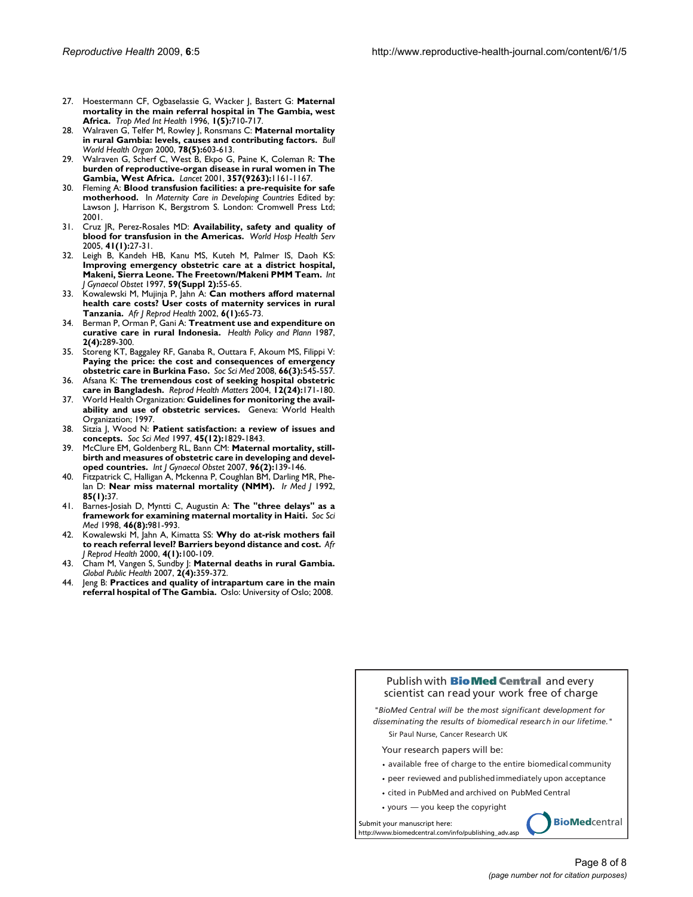27. Hoestermann CF, Ogbaselassie G, Wacker J, Bastert G: **Maternal mortality in the main referral hospital in The Gambia, west Africa.** *Trop Med Int Health* 1996, **1(5):**710-717.
28. Walraven G, Telfer M, Rowley J, Ronsmans C: **Maternal mortality in rural Gambia: levels, causes and contributing factors.** *Bull World Health Organ* 2000, **78(5):**603-613.
29. Walraven G, Scherf C, West B, Ekpo G, Paine K, Coleman R: **The burden of reproductive-organ disease in rural women in The Gambia, West Africa.** *Lancet* 2001, **357(9263):**1161-1167.
30. Fleming A: **Blood transfusion facilities: a pre-requisite for safe motherhood.** In *Maternity Care in Developing Countries* Edited by: Lawson J, Harrison K, Bergstrom S. London: Cromwell Press Ltd; 2001.
31. Cruz JR, Perez-Rosales MD: **Availability, safety and quality of blood for transfusion in the Americas.** *World Hosp Health Serv* 2005, **41(1):**27-31.
32. Leigh B, Kandeh HB, Kanu MS, Kuteh M, Palmer IS, Daoh KS: **Improving emergency obstetric care at a district hospital, Makeni, Sierra Leone. The Freetown/Makeni PMM Team.** *Int J Gynaecol Obstet* 1997, **59(Suppl 2):**55-65.
33. Kowalewski M, Mujinja P, Jahn A: **Can mothers afford maternal health care costs? User costs of maternity services in rural Tanzania.** *Afr J Reprod Health* 2002, **6(1):**65-73.
34. Berman P, Orman P, Gani A: **Treatment use and expenditure on curative care in rural Indonesia.** *Health Policy and Plann* 1987, **2(4):**289-300.
35. Storeng KT, Baggaley RF, Ganaba R, Outtara F, Akoum MS, Filippi V: **Paying the price: the cost and consequences of emergency obstetric care in Burkina Faso.** *Soc Sci Med* 2008, **66(3):**545-557.
36. Afsana K: **The tremendous cost of seeking hospital obstetric care in Bangladesh.** *Reprod Health Matters* 2004, **12(24):**171-180.
37. World Health Organization: **Guidelines for monitoring the availability and use of obstetric services.** Geneva: World Health Organization; 1997.
38. Sitzia J, Wood N: **Patient satisfaction: a review of issues and concepts.** *Soc Sci Med* 1997, **45(12):**1829-1843.
39. McClure EM, Goldenberg RL, Bann CM: **Maternal mortality, stillbirth and measures of obstetric care in developing and developed countries.** *Int J Gynaecol Obstet* 2007, **96(2):**139-146.
40. Fitzpatrick C, Halligan A, Mckenna P, Coughlan BM, Darling MR, Phelan D: **Near miss maternal mortality (NMM).** *Ir Med J* 1992, **85(1):**37.
41. Barnes-Josiah D, Myntti C, Augustin A: **The "three delays" as a framework for examining maternal mortality in Haiti.** *Soc Sci Med* 1998, **46(8):**981-993.
42. Kowalewski M, Jahn A, Kimatta SS: **Why do at-risk mothers fail to reach referral level? Barriers beyond distance and cost.** *Afr J Reprod Health* 2000, **4(1):**100-109.
43. Cham M, Vangen S, Sundby J: **Maternal deaths in rural Gambia.** *Global Public Health* 2007, **2(4):**359-372.
44. Jeng B: **Practices and quality of intrapartum care in the main referral hospital of The Gambia.** Oslo: University of Oslo; 2008.

Publish with **BioMed Central** and every scientist can read your work free of charge

*"BioMed Central will be the most significant development for disseminating the results of biomedical research in our lifetime."*

Sir Paul Nurse, Cancer Research UK

Your research papers will be:

- available free of charge to the entire biomedical community
- peer reviewed and published immediately upon acceptance
- cited in PubMed and archived on PubMed Central
- yours — you keep the copyright

Submit your manuscript here:
http://www.biomedcentral.com/info/publishing_adv.asp

BioMedcentral